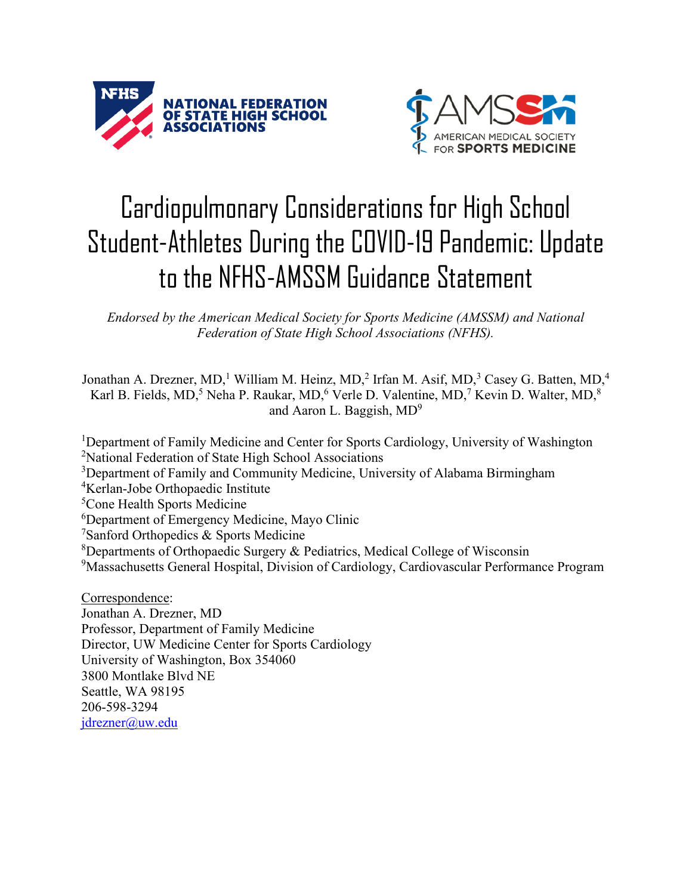NATIONAL FEDERATION OF STATE HIGH SCHOOL ASSOCIATIONS

AMERICAN MEDICAL SOCIETY FOR SPORTS MEDICINE

# Cardiopulmonary Considerations for High School Student-Athletes During the COVID-19 Pandemic: Update to the NFHS-AMSSM Guidance Statement

*Endorsed by the American Medical Society for Sports Medicine (AMSSM) and National Federation of State High School Associations (NFHS).*

Jonathan A. Drezner, MD,[1] William M. Heinz, MD,[2] Irfan M. Asif, MD,[3] Casey G. Batten, MD,[4] Karl B. Fields, MD,[5] Neha P. Raukar, MD,[6] Verle D. Valentine, MD,[7] Kevin D. Walter, MD,[8] and Aaron L. Baggish, MD[9]

[1]Department of Family Medicine and Center for Sports Cardiology, University of Washington
[2]National Federation of State High School Associations
[3]Department of Family and Community Medicine, University of Alabama Birmingham
[4]Kerlan-Jobe Orthopaedic Institute
[5]Cone Health Sports Medicine
[6]Department of Emergency Medicine, Mayo Clinic
[7]Sanford Orthopedics & Sports Medicine
[8]Departments of Orthopaedic Surgery & Pediatrics, Medical College of Wisconsin
[9]Massachusetts General Hospital, Division of Cardiology, Cardiovascular Performance Program

Correspondence:
Jonathan A. Drezner, MD
Professor, Department of Family Medicine
Director, UW Medicine Center for Sports Cardiology
University of Washington, Box 354060
3800 Montlake Blvd NE
Seattle, WA 98195
206-598-3294
jdrezner@uw.edu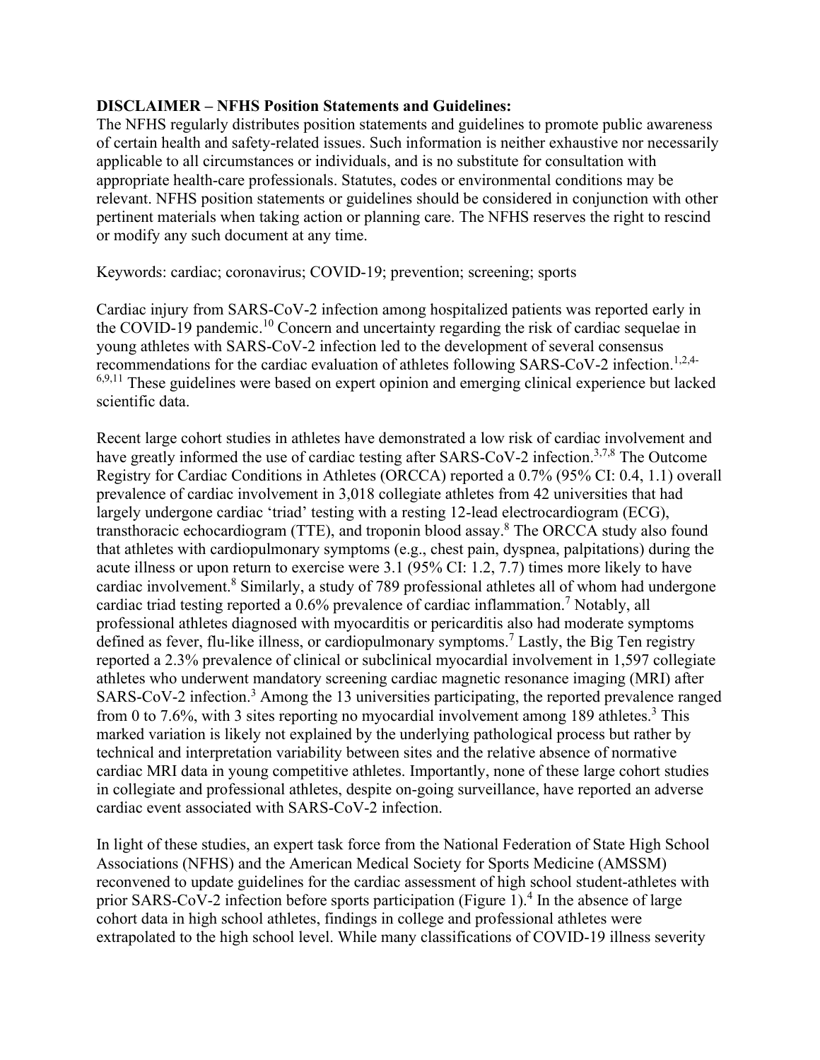**DISCLAIMER – NFHS Position Statements and Guidelines:**
The NFHS regularly distributes position statements and guidelines to promote public awareness of certain health and safety-related issues. Such information is neither exhaustive nor necessarily applicable to all circumstances or individuals, and is no substitute for consultation with appropriate health-care professionals. Statutes, codes or environmental conditions may be relevant. NFHS position statements or guidelines should be considered in conjunction with other pertinent materials when taking action or planning care. The NFHS reserves the right to rescind or modify any such document at any time.

Keywords: cardiac; coronavirus; COVID-19; prevention; screening; sports

Cardiac injury from SARS-CoV-2 infection among hospitalized patients was reported early in the COVID-19 pandemic.[10] Concern and uncertainty regarding the risk of cardiac sequelae in young athletes with SARS-CoV-2 infection led to the development of several consensus recommendations for the cardiac evaluation of athletes following SARS-CoV-2 infection.[1,2,4-6,9,11] These guidelines were based on expert opinion and emerging clinical experience but lacked scientific data.

Recent large cohort studies in athletes have demonstrated a low risk of cardiac involvement and have greatly informed the use of cardiac testing after SARS-CoV-2 infection.[3,7,8] The Outcome Registry for Cardiac Conditions in Athletes (ORCCA) reported a 0.7% (95% CI: 0.4, 1.1) overall prevalence of cardiac involvement in 3,018 collegiate athletes from 42 universities that had largely undergone cardiac 'triad' testing with a resting 12-lead electrocardiogram (ECG), transthoracic echocardiogram (TTE), and troponin blood assay.[8] The ORCCA study also found that athletes with cardiopulmonary symptoms (e.g., chest pain, dyspnea, palpitations) during the acute illness or upon return to exercise were 3.1 (95% CI: 1.2, 7.7) times more likely to have cardiac involvement.[8] Similarly, a study of 789 professional athletes all of whom had undergone cardiac triad testing reported a 0.6% prevalence of cardiac inflammation.[7] Notably, all professional athletes diagnosed with myocarditis or pericarditis also had moderate symptoms defined as fever, flu-like illness, or cardiopulmonary symptoms.[7] Lastly, the Big Ten registry reported a 2.3% prevalence of clinical or subclinical myocardial involvement in 1,597 collegiate athletes who underwent mandatory screening cardiac magnetic resonance imaging (MRI) after SARS-CoV-2 infection.[3] Among the 13 universities participating, the reported prevalence ranged from 0 to 7.6%, with 3 sites reporting no myocardial involvement among 189 athletes.[3] This marked variation is likely not explained by the underlying pathological process but rather by technical and interpretation variability between sites and the relative absence of normative cardiac MRI data in young competitive athletes. Importantly, none of these large cohort studies in collegiate and professional athletes, despite on-going surveillance, have reported an adverse cardiac event associated with SARS-CoV-2 infection.

In light of these studies, an expert task force from the National Federation of State High School Associations (NFHS) and the American Medical Society for Sports Medicine (AMSSM) reconvened to update guidelines for the cardiac assessment of high school student-athletes with prior SARS-CoV-2 infection before sports participation (Figure 1).[4] In the absence of large cohort data in high school athletes, findings in college and professional athletes were extrapolated to the high school level. While many classifications of COVID-19 illness severity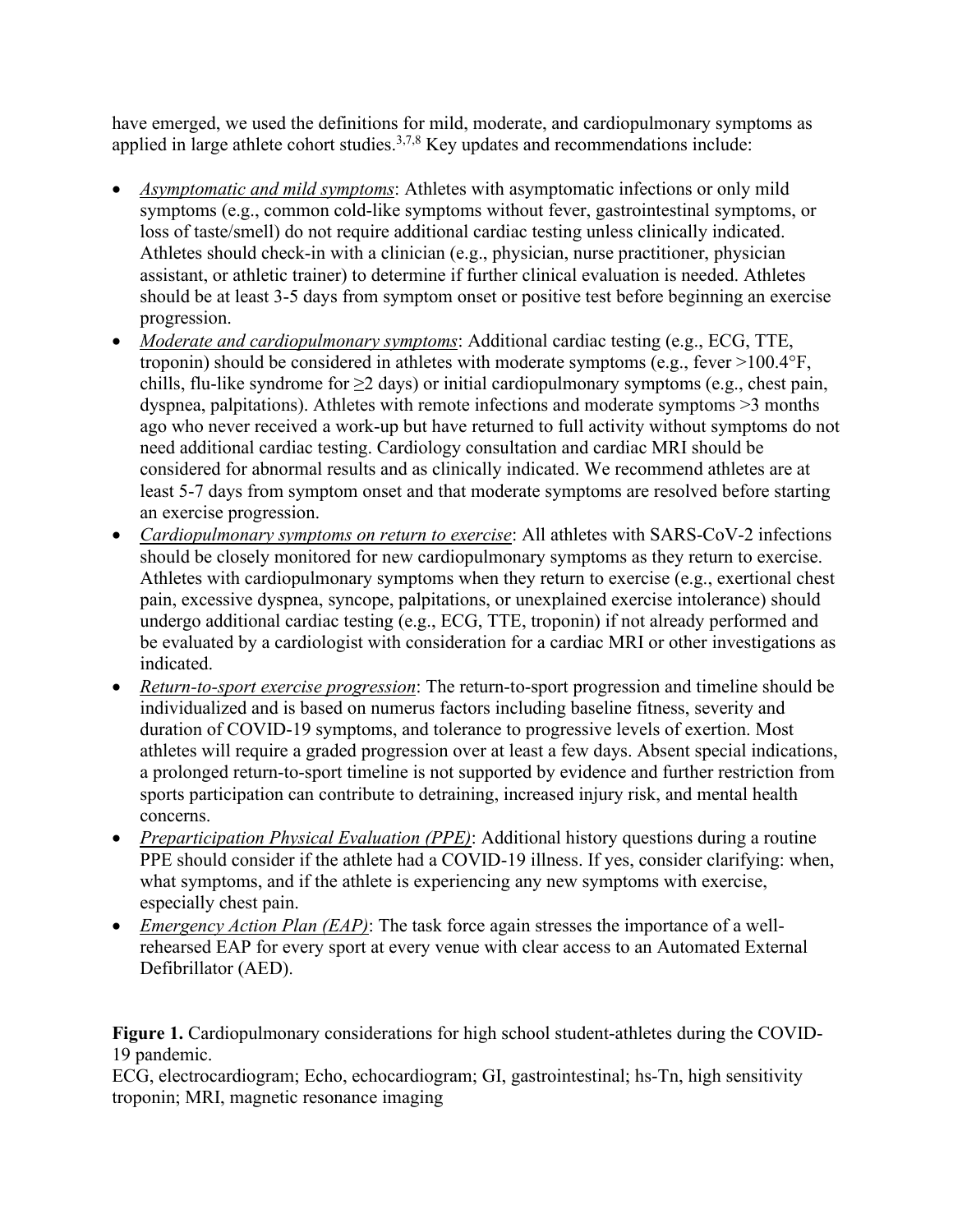have emerged, we used the definitions for mild, moderate, and cardiopulmonary symptoms as applied in large athlete cohort studies.[3,7,8] Key updates and recommendations include:

- *Asymptomatic and mild symptoms*: Athletes with asymptomatic infections or only mild symptoms (e.g., common cold-like symptoms without fever, gastrointestinal symptoms, or loss of taste/smell) do not require additional cardiac testing unless clinically indicated. Athletes should check-in with a clinician (e.g., physician, nurse practitioner, physician assistant, or athletic trainer) to determine if further clinical evaluation is needed. Athletes should be at least 3-5 days from symptom onset or positive test before beginning an exercise progression.
- *Moderate and cardiopulmonary symptoms*: Additional cardiac testing (e.g., ECG, TTE, troponin) should be considered in athletes with moderate symptoms (e.g., fever >100.4°F, chills, flu-like syndrome for ≥2 days) or initial cardiopulmonary symptoms (e.g., chest pain, dyspnea, palpitations). Athletes with remote infections and moderate symptoms >3 months ago who never received a work-up but have returned to full activity without symptoms do not need additional cardiac testing. Cardiology consultation and cardiac MRI should be considered for abnormal results and as clinically indicated. We recommend athletes are at least 5-7 days from symptom onset and that moderate symptoms are resolved before starting an exercise progression.
- *Cardiopulmonary symptoms on return to exercise*: All athletes with SARS-CoV-2 infections should be closely monitored for new cardiopulmonary symptoms as they return to exercise. Athletes with cardiopulmonary symptoms when they return to exercise (e.g., exertional chest pain, excessive dyspnea, syncope, palpitations, or unexplained exercise intolerance) should undergo additional cardiac testing (e.g., ECG, TTE, troponin) if not already performed and be evaluated by a cardiologist with consideration for a cardiac MRI or other investigations as indicated.
- *Return-to-sport exercise progression*: The return-to-sport progression and timeline should be individualized and is based on numerus factors including baseline fitness, severity and duration of COVID-19 symptoms, and tolerance to progressive levels of exertion. Most athletes will require a graded progression over at least a few days. Absent special indications, a prolonged return-to-sport timeline is not supported by evidence and further restriction from sports participation can contribute to detraining, increased injury risk, and mental health concerns.
- *Preparticipation Physical Evaluation (PPE)*: Additional history questions during a routine PPE should consider if the athlete had a COVID-19 illness. If yes, consider clarifying: when, what symptoms, and if the athlete is experiencing any new symptoms with exercise, especially chest pain.
- *Emergency Action Plan (EAP)*: The task force again stresses the importance of a well-rehearsed EAP for every sport at every venue with clear access to an Automated External Defibrillator (AED).

**Figure 1.** Cardiopulmonary considerations for high school student-athletes during the COVID-19 pandemic.
ECG, electrocardiogram; Echo, echocardiogram; GI, gastrointestinal; hs-Tn, high sensitivity troponin; MRI, magnetic resonance imaging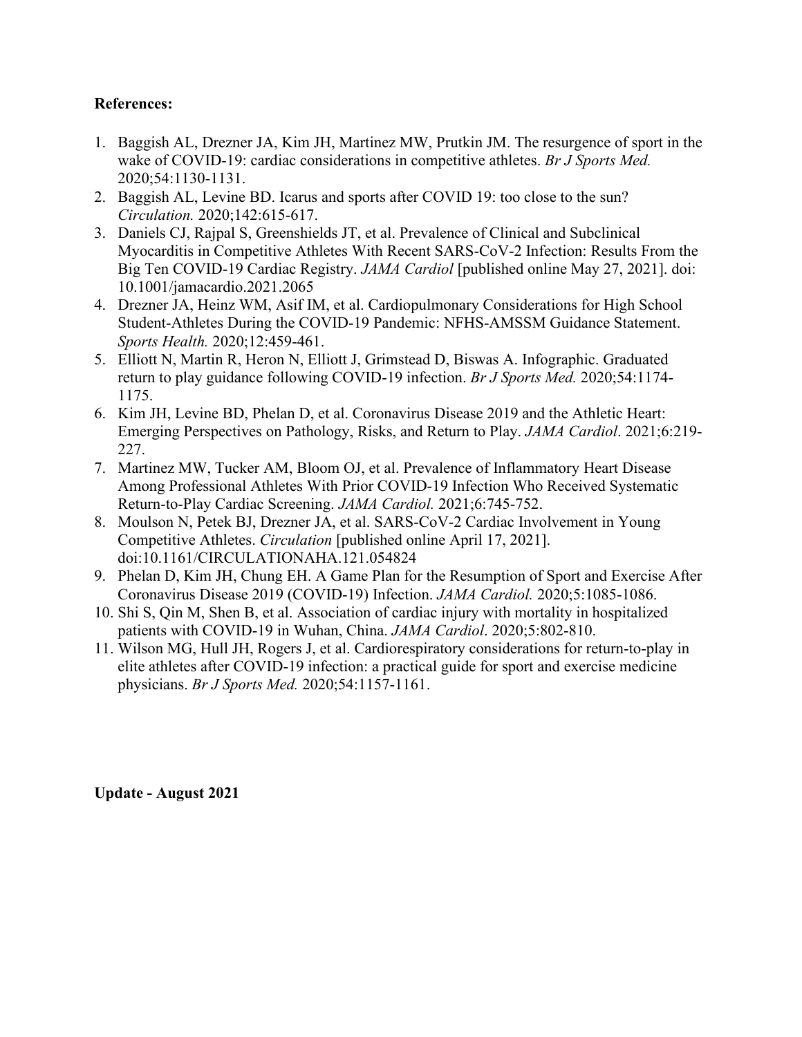**References:**

1. Baggish AL, Drezner JA, Kim JH, Martinez MW, Prutkin JM. The resurgence of sport in the wake of COVID-19: cardiac considerations in competitive athletes. *Br J Sports Med.* 2020;54:1130-1131.
2. Baggish AL, Levine BD. Icarus and sports after COVID 19: too close to the sun? *Circulation.* 2020;142:615-617.
3. Daniels CJ, Rajpal S, Greenshields JT, et al. Prevalence of Clinical and Subclinical Myocarditis in Competitive Athletes With Recent SARS-CoV-2 Infection: Results From the Big Ten COVID-19 Cardiac Registry. *JAMA Cardiol* [published online May 27, 2021]. doi: 10.1001/jamacardio.2021.2065
4. Drezner JA, Heinz WM, Asif IM, et al. Cardiopulmonary Considerations for High School Student-Athletes During the COVID-19 Pandemic: NFHS-AMSSM Guidance Statement. *Sports Health.* 2020;12:459-461.
5. Elliott N, Martin R, Heron N, Elliott J, Grimstead D, Biswas A. Infographic. Graduated return to play guidance following COVID-19 infection. *Br J Sports Med.* 2020;54:1174-1175.
6. Kim JH, Levine BD, Phelan D, et al. Coronavirus Disease 2019 and the Athletic Heart: Emerging Perspectives on Pathology, Risks, and Return to Play. *JAMA Cardiol*. 2021;6:219-227.
7. Martinez MW, Tucker AM, Bloom OJ, et al. Prevalence of Inflammatory Heart Disease Among Professional Athletes With Prior COVID-19 Infection Who Received Systematic Return-to-Play Cardiac Screening. *JAMA Cardiol.* 2021;6:745-752.
8. Moulson N, Petek BJ, Drezner JA, et al. SARS-CoV-2 Cardiac Involvement in Young Competitive Athletes. *Circulation* [published online April 17, 2021]. doi:10.1161/CIRCULATIONAHA.121.054824
9. Phelan D, Kim JH, Chung EH. A Game Plan for the Resumption of Sport and Exercise After Coronavirus Disease 2019 (COVID-19) Infection. *JAMA Cardiol.* 2020;5:1085-1086.
10. Shi S, Qin M, Shen B, et al. Association of cardiac injury with mortality in hospitalized patients with COVID-19 in Wuhan, China. *JAMA Cardiol*. 2020;5:802-810.
11. Wilson MG, Hull JH, Rogers J, et al. Cardiorespiratory considerations for return-to-play in elite athletes after COVID-19 infection: a practical guide for sport and exercise medicine physicians. *Br J Sports Med.* 2020;54:1157-1161.

**Update - August 2021**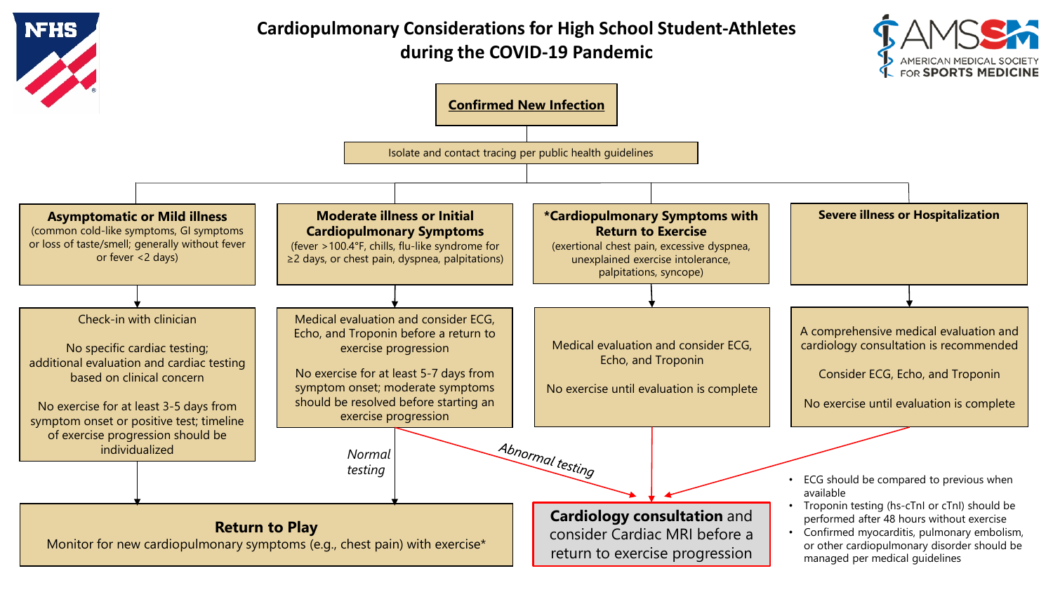# Cardiopulmonary Considerations for High School Student-Athletes during the COVID-19 Pandemic

**Confirmed New Infection**

Isolate and contact tracing per public health guidelines

**Asymptomatic or Mild illness**
(common cold-like symptoms, GI symptoms or loss of taste/smell; generally without fever or fever <2 days)

Check-in with clinician

No specific cardiac testing; additional evaluation and cardiac testing based on clinical concern

No exercise for at least 3-5 days from symptom onset or positive test; timeline of exercise progression should be individualized

**Moderate illness or Initial Cardiopulmonary Symptoms**
(fever >100.4°F, chills, flu-like syndrome for ≥2 days, or chest pain, dyspnea, palpitations)

Medical evaluation and consider ECG, Echo, and Troponin before a return to exercise progression

No exercise for at least 5-7 days from symptom onset; moderate symptoms should be resolved before starting an exercise progression

*Normal testing*

*Abnormal testing*

**\*Cardiopulmonary Symptoms with Return to Exercise**
(exertional chest pain, excessive dyspnea, unexplained exercise intolerance, palpitations, syncope)

Medical evaluation and consider ECG, Echo, and Troponin

No exercise until evaluation is complete

**Severe illness or Hospitalization**

A comprehensive medical evaluation and cardiology consultation is recommended

Consider ECG, Echo, and Troponin

No exercise until evaluation is complete

**Return to Play**
Monitor for new cardiopulmonary symptoms (e.g., chest pain) with exercise*

**Cardiology consultation** and consider Cardiac MRI before a return to exercise progression

- ECG should be compared to previous when available
- Troponin testing (hs-cTnI or cTnI) should be performed after 48 hours without exercise
- Confirmed myocarditis, pulmonary embolism, or other cardiopulmonary disorder should be managed per medical guidelines